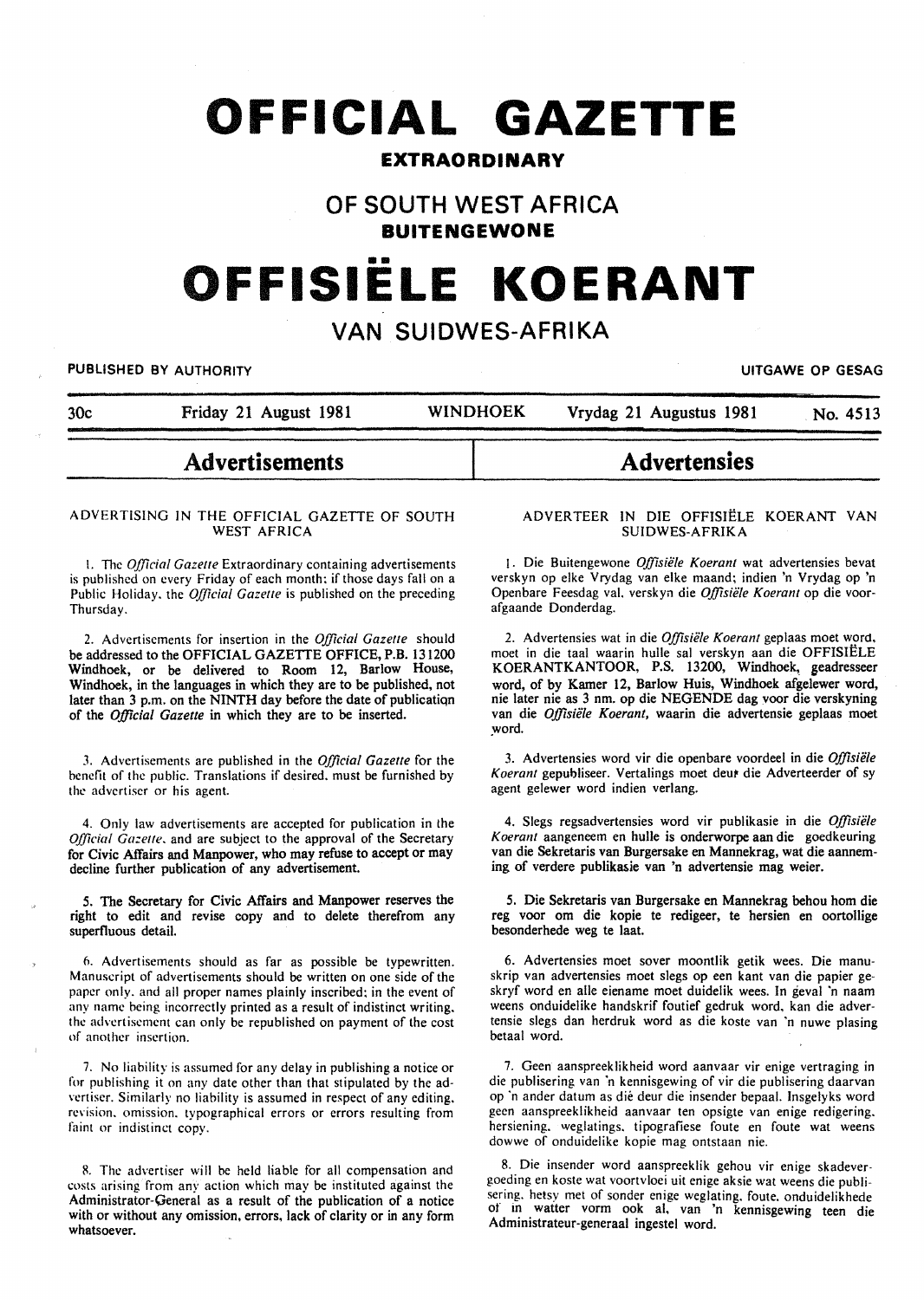# OFFICIAL GAZETTE

**EXTRAORDINARY**

## OF SOUTH WEST AFRICA

**BUITENGEWONE**

# OFFISIËLE KOERANT

## VAN SUIDWES-AFRIKA

PUBLISHED BY AUTHORITY — UITGAWE OP GESAG

30c — Friday 21 August 1981 — WINDHOEK — Vrydag 21 Augustus 1981 — No. 4513

## Advertisements

### ADVERTISING IN THE OFFICIAL GAZETTE OF SOUTH WEST AFRICA

1. The *Official Gazette* Extraordinary containing advertisements is published on every Friday of each month; if those days fall on a Public Holiday, the *Official Gazette* is published on the preceding Thursday.

2. Advertisements for insertion in the *Official Gazette* should be addressed to the OFFICIAL GAZETTE OFFICE, P.B. 131200 Windhoek, or be delivered to Room 12, Barlow House, Windhoek, in the languages in which they are to be published, not later than 3 p.m. on the NINTH day before the date of publication of the *Official Gazette* in which they are to be inserted.

3. Advertisements are published in the *Official Gazette* for the benefit of the public. Translations if desired, must be furnished by the advertiser or his agent.

4. Only law advertisements are accepted for publication in the *Official Gazette*, and are subject to the approval of the Secretary for Civic Affairs and Manpower, who may refuse to accept or may decline further publication of any advertisement.

5. The Secretary for Civic Affairs and Manpower reserves the right to edit and revise copy and to delete therefrom any superfluous detail.

6. Advertisements should as far as possible be typewritten. Manuscript of advertisements should be written on one side of the paper only, and all proper names plainly inscribed; in the event of any name being incorrectly printed as a result of indistinct writing, the advertisement can only be republished on payment of the cost of another insertion.

7. No liability is assumed for any delay in publishing a notice or for publishing it on any date other than that stipulated by the advertiser. Similarly no liability is assumed in respect of any editing, revision, omission, typographical errors or errors resulting from faint or indistinct copy.

8. The advertiser will be held liable for all compensation and costs arising from any action which may be instituted against the Administrator-General as a result of the publication of a notice with or without any omission, errors, lack of clarity or in any form whatsoever.

## Advertensies

### ADVERTEER IN DIE OFFISIËLE KOERANT VAN SUIDWES-AFRIKA

1. Die Buitengewone *Offisiële Koerant* wat advertensies bevat verskyn op elke Vrydag van elke maand; indien 'n Vrydag op 'n Openbare Feesdag val, verskyn die *Offisiële Koerant* op die voorafgaande Donderdag.

2. Advertensies wat in die *Offisiële Koerant* geplaas moet word, moet in die taal waarin hulle sal verskyn aan die OFFISIËLE KOERANTKANTOOR, P.S. 13200, Windhoek, geadresseer word, of by Kamer 12, Barlow Huis, Windhoek afgelewer word, nie later nie as 3 nm. op die NEGENDE dag voor die verskyning van die *Offisiële Koerant*, waarin die advertensie geplaas moet word.

3. Advertensies word vir die openbare voordeel in die *Offisiële Koerant* gepubliseer. Vertalings moet deur die Adverteerder of sy agent gelewer word indien verlang.

4. Slegs regsadvertensies word vir publikasie in die *Offisiële Koerant* aangeneem en hulle is onderworpe aan die goedkeuring van die Sekretaris van Burgersake en Mannekrag, wat die aanneming of verdere publikasie van 'n advertensie mag weier.

5. Die Sekretaris van Burgersake en Mannekrag behou hom die reg voor om die kopie te redigeer, te hersien en oortollige besonderhede weg te laat.

6. Advertensies moet sover moontlik getik wees. Die manuskrip van advertensies moet slegs op een kant van die papier geskryf word en alle eiename moet duidelik wees. In geval 'n naam weens onduidelike handskrif foutief gedruk word, kan die advertensie slegs dan herdruk word as die koste van 'n nuwe plasing betaal word.

7. Geen aanspreeklikheid word aanvaar vir enige vertraging in die publisering van 'n kennisgewing of vir die publisering daarvan op 'n ander datum as dié deur die insender bepaal. Insgelyks word geen aanspreeklikheid aanvaar ten opsigte van enige redigering, hersiening, weglatings, tipografiese foute en foute wat weens dowwe of onduidelike kopie mag ontstaan nie.

8. Die insender word aanspreeklik gehou vir enige skadevergoeding en koste wat voortvloei uit enige aksie wat weens die publisering, hetsy met of sonder enige weglating, foute, onduidelikhede of in watter vorm ook al, van 'n kennisgewing teen die Administrateur-generaal ingestel word.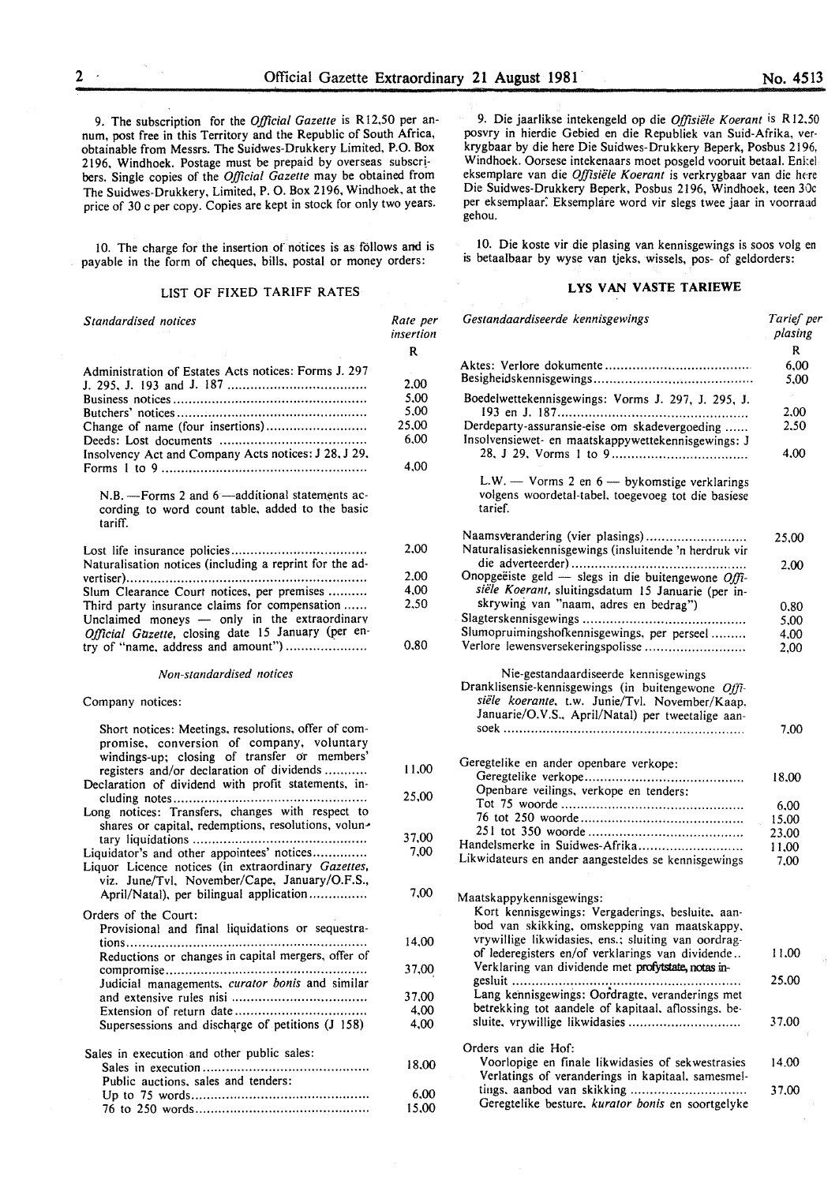9. The subscription for the *Official Gazette* is R12,50 per annum, post free in this Territory and the Republic of South Africa, obtainable from Messrs. The Suidwes-Drukkery Limited, P.O. Box 2196, Windhoek. Postage must be prepaid by overseas subscribers. Single copies of the *Official Gazette* may be obtained from The Suidwes-Drukkery, Limited, P. O. Box 2196, Windhoek, at the price of 30 c per copy. Copies are kept in stock for only two years.

10. The charge for the insertion of notices is as follows and is payable in the form of cheques, bills, postal or money orders:

## LIST OF FIXED TARIFF RATES

| *Standardised notices* | Rate per insertion R |
|---|---|
| Administration of Estates Acts notices: Forms J. 297 J. 295, J. 193 and J. 187 | 2,00 |
| Business notices | 5,00 |
| Butchers' notices | 5,00 |
| Change of name (four insertions) | 25,00 |
| Deeds: Lost documents | 6,00 |
| Insolvency Act and Company Acts notices: J 28, J 29, Forms 1 to 9 | 4,00 |
| N.B. —Forms 2 and 6 —additional statements according to word count table, added to the basic tariff. | |
| Lost life insurance policies | 2,00 |
| Naturalisation notices (including a reprint for the advertiser) | 2,00 |
| Slum Clearance Court notices, per premises | 4,00 |
| Third party insurance claims for compensation | 2,50 |
| Unclaimed moneys — only in the extraordinary *Official Gazette*, closing date 15 January (per entry of "name, address and amount") | 0,80 |

*Non-standardised notices*

| Company notices: | |
|---|---|
| Short notices: Meetings, resolutions, offer of compromise, conversion of company, voluntary windings-up; closing of transfer or members' registers and/or declaration of dividends | 11,00 |
| Declaration of dividend with profit statements, including notes | 25,00 |
| Long notices: Transfers, changes with respect to shares or capital, redemptions, resolutions, voluntary liquidations | 37,00 |
| Liquidator's and other appointees' notices | 7,00 |
| Liquor Licence notices (in extraordinary *Gazettes*, viz. June/Tvl, November/Cape, January/O.F.S., April/Natal), per bilingual application | 7,00 |
| Orders of the Court: | |
| Provisional and final liquidations or sequestrations | 14,00 |
| Reductions or changes in capital mergers, offer of compromise | 37,00 |
| Judicial managements, *curator bonis* and similar and extensive rules nisi | 37,00 |
| Extension of return date | 4,00 |
| Supersessions and discharge of petitions (J 158) | 4,00 |
| Sales in execution and other public sales: | |
| Sales in execution | 18,00 |
| Public auctions, sales and tenders: | |
| Up to 75 words | 6,00 |
| 76 to 250 words | 15,00 |

9. Die jaarlikse intekengeld op die *Offisiële Koerant* is R12,50 posvry in hierdie Gebied en die Republiek van Suid-Afrika, verkrygbaar by die here Die Suidwes-Drukkery Beperk, Posbus 2196, Windhoek. Oorsese intekenaars moet posgeld vooruit betaal. Enkel eksemplare van die *Offisiële Koerant* is verkrygbaar van die here Die Suidwes-Drukkery Beperk, Posbus 2196, Windhoek, teen 30c per eksemplaar. Eksemplare word vir slegs twee jaar in voorraad gehou.

10. Die koste vir die plasing van kennisgewings is soos volg en is betaalbaar by wyse van tjeks, wissels, pos- of geldorders:

## LYS VAN VASTE TARIEWE

| *Gestandaardiseerde kennisgewings* | Tarief per plasing R |
|---|---|
| Aktes: Verlore dokumente | 6,00 |
| Besigheidskennisgewings | 5,00 |
| Boedelwettekennisgewings: Vorms J. 297, J. 295, J. 193 en J. 187 | 2,00 |
| Derdeparty-assuransie-eise om skadevergoeding | 2,50 |
| Insolvensiewet- en maatskappywettekennisgewings: J 28, J 29, Vorms 1 to 9 | 4,00 |
| L.W. — Vorms 2 en 6 — bykomstige verklarings volgens woordetal-tabel, toegevoeg tot die basiese tarief. | |
| Naamsverandering (vier plasings) | 25,00 |
| Naturalisasiekennisgewings (insluitende 'n herdruk vir die adverteerder) | 2,00 |
| Onopgeëiste geld — slegs in die buitengewone *Offisiële Koerant*, sluitingsdatum 15 Januarie (per inskrywing van "naam, adres en bedrag") | 0,80 |
| Slagterskennisgewings | 5,00 |
| Slumopruimingshofkennisgewings, per perseel | 4,00 |
| Verlore lewensversekeringspolisse | 2,00 |

| Nie-gestandaardiseerde kennisgewings | |
|---|---|
| Dranklisensie-kennisgewings (in buitengewone *Offisiële koerante*, t.w. Junie/Tvl. November/Kaap, Januarie/O.V.S., April/Natal) per tweetalige aansoek | 7,00 |
| Geregtelike en ander openbare verkope: | |
| Geregtelike verkope | 18,00 |
| Openbare veilings, verkope en tenders: | |
| Tot 75 woorde | 6,00 |
| 76 tot 250 woorde | 15,00 |
| 251 tot 350 woorde | 23,00 |
| Handelsmerke in Suidwes-Afrika | 11,00 |
| Likwidateurs en ander aangesteldes se kennisgewings | 7,00 |
| Maatskappykennisgewings: | |
| Kort kennisgewings: Vergaderings, besluite, aanbod van skikking, omskepping van maatskappy, vrywillige likwidasies, ens.; sluiting van oordragof lederegisters en/of verklarings van dividende | 11,00 |
| Verklaring van dividende met profytstate, notas ingesluit | 25,00 |
| Lang kennisgewings: Oordragte, veranderings met betrekking tot aandele of kapitaal, aflossings, besluite, vrywillige likwidasies | 37,00 |
| Orders van die Hof: | |
| Voorlopige en finale likwidasies of sekwestrasies | 14,00 |
| Verlatings of veranderings in kapitaal, samesmeltings, aanbod van skikking | 37,00 |
| Geregtelike besture, *kurator bonis* en soortgelyke | |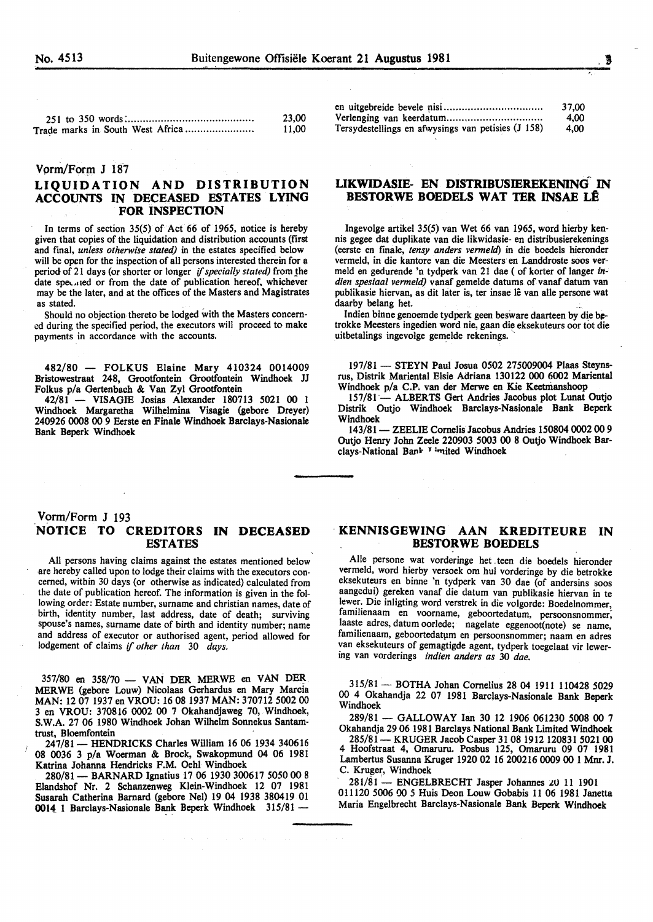| | |
|---|---|
| 251 to 350 words | 23,00 |
| Trade marks in South West Africa | 11,00 |

| | |
|---|---|
| en uitgebreide bevele nisi | 37,00 |
| Verlenging van keerdatum | 4,00 |
| Tersydestellings en afwysings van petisies (J 158) | 4,00 |

Vorm/Form J 187

## LIQUIDATION AND DISTRIBUTION ACCOUNTS IN DECEASED ESTATES LYING FOR INSPECTION

In terms of section 35(5) of Act 66 of 1965, notice is hereby given that copies of the liquidation and distribution accounts (first and final, *unless otherwise stated)* in the estates specified below will be open for the inspection of all persons interested therein for a period of 21 days (or shorter or longer *if specially stated)* from the date specified or from the date of publication hereof, whichever may be the later, and at the offices of the Masters and Magistrates as stated.

Should no objection thereto be lodged with the Masters concerned during the specified period, the executors will proceed to make payments in accordance with the accounts.

482/80 — FOLKUS Elaine Mary 410324 0014009 Bristowestraat 248, Grootfontein Grootfontein Windhoek JJ Folkus p/a Gertenbach & Van Zyl Grootfontein

42/81 — VISAGIE Josias Alexander 180713 5021 00 1 Windhoek Margaretha Wilhelmina Visagie (gebore Dreyer) 240926 0008 00 9 Eerste en Finale Windhoek Barclays-Nasionale Bank Beperk Windhoek

## LIKWIDASIE- EN DISTRIBUSIEREKENING IN BESTORWE BOEDELS WAT TER INSAE LÊ

Ingevolge artikel 35(5) van Wet 66 van 1965, word hierby kennis gegee dat duplikate van die likwidasie- en distribusierekenings (eerste en finale, *tensy anders vermeld)* in die boedels hieronder vermeld, in die kantore van die Meesters en Landdroste soos vermeld en gedurende 'n tydperk van 21 dae ( of korter of langer *indien spesiaal vermeld)* vanaf gemelde datums of vanaf datum van publikasie hiervan, as dit later is, ter insae lê van alle persone wat daarby belang het.

Indien binne genoemde tydperk geen besware daarteen by die betrokke Meesters ingedien word nie, gaan die eksekuteurs oor tot die uitbetalings ingevolge gemelde rekenings.

197/81 — STEYN Paul Josua 0502 275009004 Plaas Steynsrus, Distrik Mariental Elsie Adriana 130122 000 6002 Mariental Windhoek p/a C.P. van der Merwe en Kie Keetmanshoop

157/81 — ALBERTS Gert Andries Jacobus plot Lunat Outjo Distrik Outjo Windhoek Barclays-Nasionale Bank Beperk Windhoek

143/81 — ZEELIE Cornelis Jacobus Andries 150804 0002 00 9 Outjo Henry John Zeele 220903 5003 00 8 Outjo Windhoek Barclays-National Bank Limited Windhoek

Vorm/Form J 193

## NOTICE TO CREDITORS IN DECEASED ESTATES

All persons having claims against the estates mentioned below are hereby called upon to lodge their claims with the executors concerned, within 30 days (or otherwise as indicated) calculated from the date of publication hereof. The information is given in the following order: Estate number, surname and christian names, date of birth, identity number, last address, date of death; surviving spouse's names, surname date of birth and identity number; name and address of executor or authorised agent, period allowed for lodgement of claims *if other than* 30 *days.*

357/80 en 358/70 — VAN DER MERWE en VAN DER MERWE (gebore Louw) Nicolaas Gerhardus en Mary Marcia MAN: 12 07 1937 en VROU: 16 08 1937 MAN: 370712 5002 00 3 en VROU: 370816 0002 00 7 Okahandjaweg 70, Windhoek, S.W.A. 27 06 1980 Windhoek Johan Wilhelm Sonnekus Santamtrust, Bloemfontein

247/81 — HENDRICKS Charles William 16 06 1934 340616 08 0036 3 p/a Woerman & Brock, Swakopmund 04 06 1981 Katrina Johanna Hendricks F.M. Oehl Windhoek

280/81 — BARNARD Ignatius 17 06 1930 300617 5050 00 8 Elandshof Nr. 2 Schanzenweg Klein-Windhoek 12 07 1981 Susarah Catherina Barnard (gebore Nel) 19 04 1938 380419 01 0014 1 Barclays-Nasionale Bank Beperk Windhoek 315/81 —

## KENNISGEWING AAN KREDITEURE IN BESTORWE BOEDELS

Alle persone wat vorderinge het teen die boedels hieronder vermeld, word hierby versoek om hul vorderinge by die betrokke eksekuteurs en binne 'n tydperk van 30 dae (of andersins soos aangedui) gereken vanaf die datum van publikasie hiervan in te lewer. Die inligting word verstrek in die volgorde: Boedelnommer, familienaam en voorname, geboortedatum, persoonsnommer, laaste adres, datum oorlede; nagelate eggenoot(note) se name, familienaam, geboortedatum en persoonsnommer; naam en adres van eksekuteurs of gemagtigde agent, tydperk toegelaat vir lewering van vorderings *indien anders as* 30 *dae.*

315/81 — BOTHA Johan Cornelius 28 04 1911 110428 5029 00 4 Okahandja 22 07 1981 Barclays-Nasionale Bank Beperk Windhoek

289/81 — GALLOWAY Ian 30 12 1906 061230 5008 00 7 Okahandja 29 06 1981 Barclays National Bank Limited Windhoek

285/81 — KRUGER Jacob Casper 31 08 1912 120831 5021 00 4 Hoofstraat 4, Omaruru. Posbus 125, Omaruru 09 07 1981 Lambertus Susanna Kruger 1920 02 16 200216 0009 00 1 Mnr. J. C. Kruger, Windhoek

281/81 — ENGELBRECHT Jasper Johannes 20 11 1901 011120 5006 00 5 Huis Deon Louw Gobabis 11 06 1981 Janetta Maria Engelbrecht Barclays-Nasionale Bank Beperk Windhoek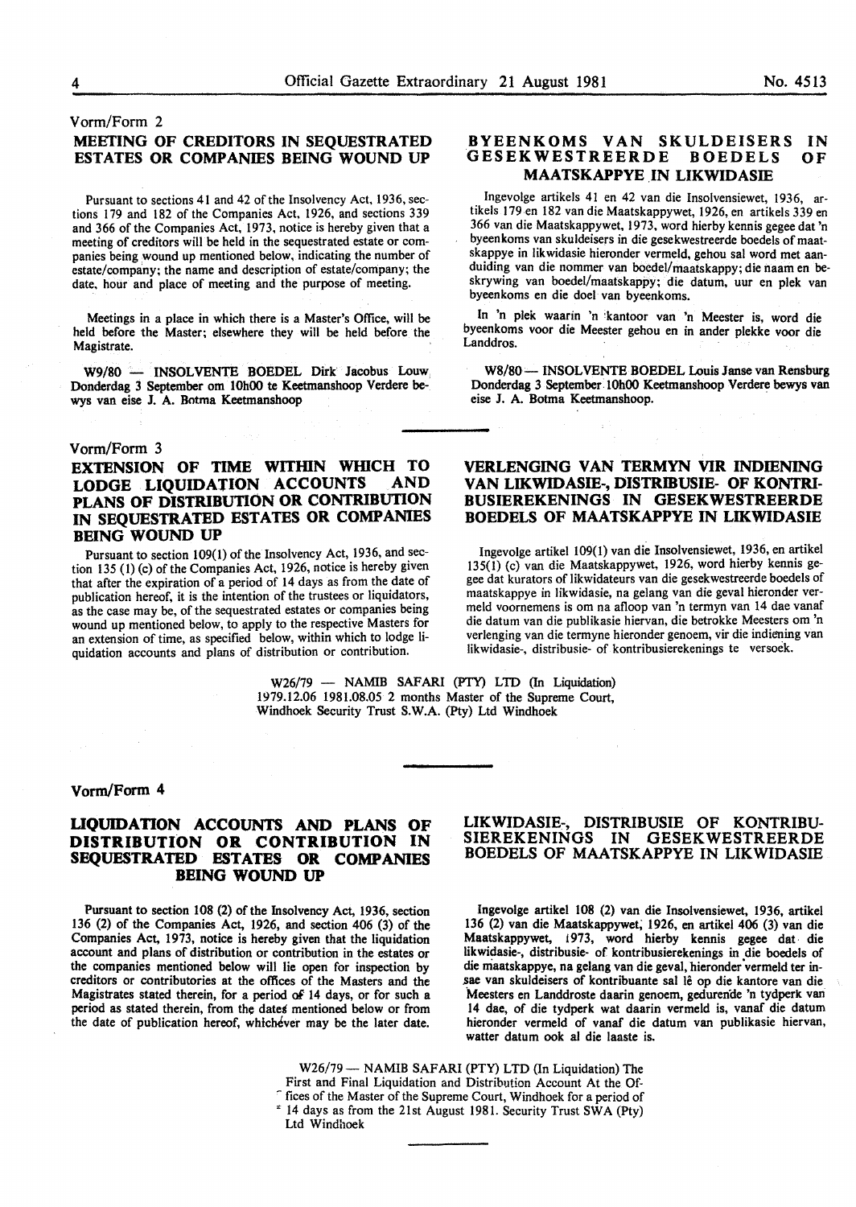Vorm/Form 2

## MEETING OF CREDITORS IN SEQUESTRATED ESTATES OR COMPANIES BEING WOUND UP

Pursuant to sections 41 and 42 of the Insolvency Act, 1936, sections 179 and 182 of the Companies Act, 1926, and sections 339 and 366 of the Companies Act, 1973, notice is hereby given that a meeting of creditors will be held in the sequestrated estate or companies being wound up mentioned below, indicating the number of estate/company; the name and description of estate/company; the date, hour and place of meeting and the purpose of meeting.

Meetings in a place in which there is a Master's Office, will be held before the Master; elsewhere they will be held before the Magistrate.

W9/80 — INSOLVENTE BOEDEL Dirk Jacobus Louw Donderdag 3 September om 10h00 te Keetmanshoop Verdere bewys van eise J. A. Botma Keetmanshoop

## BYEENKOMS VAN SKULDEISERS IN GESEKWESTREERDE BOEDELS OF MAATSKAPPYE IN LIKWIDASIE

Ingevolge artikels 41 en 42 van die Insolvensiewet, 1936, artikels 179 en 182 van die Maatskappywet, 1926, en artikels 339 en 366 van die Maatskappywet, 1973, word hierby kennis gegee dat 'n byeenkoms van skuldeisers in die gesekwestreerde boedels of maatskappye in likwidasie hieronder vermeld, gehou sal word met aanduiding van die nommer van boedel/maatskappy; die naam en beskrywing van boedel/maatskappy; die datum, uur en plek van byeenkoms en die doel van byeenkoms.

In 'n plek waarin 'n kantoor van 'n Meester is, word die byeenkoms voor die Meester gehou en in ander plekke voor die Landdros.

W8/80 — INSOLVENTE BOEDEL Louis Janse van Rensburg Donderdag 3 September 10h00 Keetmanshoop Verdere bewys van eise J. A. Botma Keetmanshoop.

Vorm/Form 3

## EXTENSION OF TIME WITHIN WHICH TO LODGE LIQUIDATION ACCOUNTS AND PLANS OF DISTRIBUTION OR CONTRIBUTION IN SEQUESTRATED ESTATES OR COMPANIES BEING WOUND UP

Pursuant to section 109(1) of the Insolvency Act, 1936, and section 135 (1) (c) of the Companies Act, 1926, notice is hereby given that after the expiration of a period of 14 days as from the date of publication hereof, it is the intention of the trustees or liquidators, as the case may be, of the sequestrated estates or companies being wound up mentioned below, to apply to the respective Masters for an extension of time, as specified below, within which to lodge liquidation accounts and plans of distribution or contribution.

## VERLENGING VAN TERMYN VIR INDIENING VAN LIKWIDASIE-, DISTRIBUSIE- OF KONTRIBUSIEREKENINGS IN GESEKWESTREERDE BOEDELS OF MAATSKAPPYE IN LIKWIDASIE

Ingevolge artikel 109(1) van die Insolvensiewet, 1936, en artikel 135(1) (c) van die Maatskappywet, 1926, word hierby kennis gegee dat kurators of likwidateurs van die gesekwestreerde boedels of maatskappye in likwidasie, na gelang van die geval hieronder vermeld voornemens is om na afloop van 'n termyn van 14 dae vanaf die datum van die publikasie hiervan, die betrokke Meesters om 'n verlenging van die termyne hieronder genoem, vir die indiening van likwidasie-, distribusie- of kontribusierekenings te versoek.

W26/79 — NAMIB SAFARI (PTY) LTD (In Liquidation) 1979.12.06 1981.08.05 2 months Master of the Supreme Court, Windhoek Security Trust S.W.A. (Pty) Ltd Windhoek

Vorm/Form 4

## LIQUIDATION ACCOUNTS AND PLANS OF DISTRIBUTION OR CONTRIBUTION IN SEQUESTRATED ESTATES OR COMPANIES BEING WOUND UP

Pursuant to section 108 (2) of the Insolvency Act, 1936, section 136 (2) of the Companies Act, 1926, and section 406 (3) of the Companies Act, 1973, notice is hereby given that the liquidation account and plans of distribution or contribution in the estates or the companies mentioned below will lie open for inspection by creditors or contributories at the offices of the Masters and the Magistrates stated therein, for a period of 14 days, or for such a period as stated therein, from the dates mentioned below or from the date of publication hereof, whichever may be the later date.

## LIKWIDASIE-, DISTRIBUSIE OF KONTRIBUSIEREKENINGS IN GESEKWESTREERDE BOEDELS OF MAATSKAPPYE IN LIKWIDASIE

Ingevolge artikel 108 (2) van die Insolvensiewet, 1936, artikel 136 (2) van die Maatskappywet, 1926, en artikel 406 (3) van die Maatskappywet, 1973, word hierby kennis gegee dat die likwidasie-, distribusie- of kontribusierekenings in die boedels of die maatskappye, na gelang van die geval, hieronder vermeld ter insae van skuldeisers of kontribuante sal lê op die kantore van die Meesters en Landdroste daarin genoem, gedurende 'n tydperk van 14 dae, of die tydperk wat daarin vermeld is, vanaf die datum hieronder vermeld of vanaf die datum van publikasie hiervan, watter datum ook al die laaste is.

W26/79 — NAMIB SAFARI (PTY) LTD (In Liquidation) The First and Final Liquidation and Distribution Account At the Offices of the Master of the Supreme Court, Windhoek for a period of 14 days as from the 21st August 1981. Security Trust SWA (Pty) Ltd Windhoek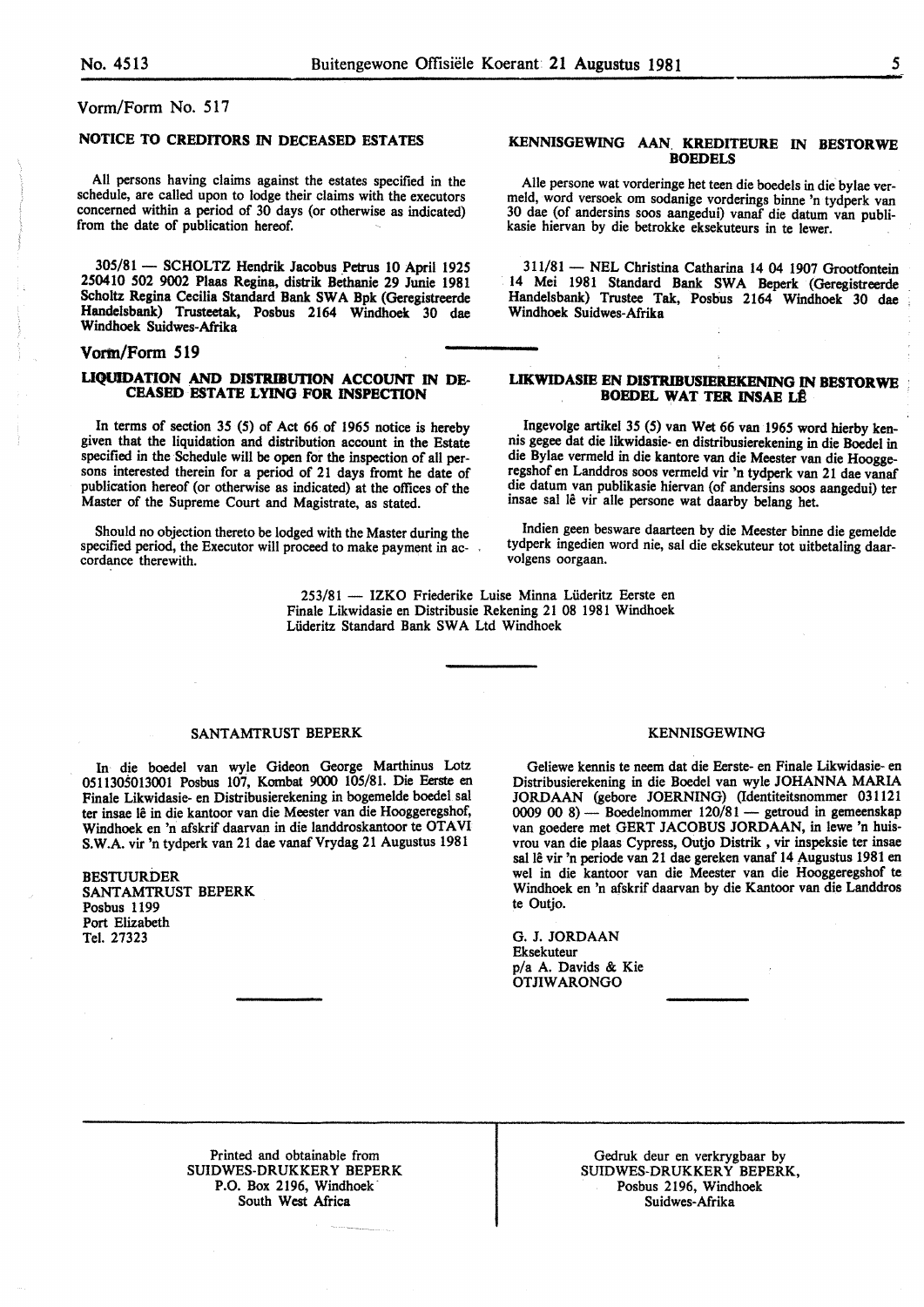Vorm/Form No. 517

## NOTICE TO CREDITORS IN DECEASED ESTATES

All persons having claims against the estates specified in the schedule, are called upon to lodge their claims with the executors concerned within a period of 30 days (or otherwise as indicated) from the date of publication hereof.

**305/81 — SCHOLTZ Hendrik Jacobus Petrus 10 April 1925 250410 502 9002 Plaas Regina, distrik Bethanie 29 Junie 1981 Scholtz Regina Cecilia Standard Bank SWA Bpk (Geregistreerde Handelsbank) Trusteetak, Posbus 2164 Windhoek 30 dae Windhoek Suidwes-Afrika**

## KENNISGEWING AAN KREDITEURE IN BESTORWE BOEDELS

Alle persone wat vorderinge het teen die boedels in die bylae vermeld, word versoek om sodanige vorderings binne 'n tydperk van 30 dae (of andersins soos aangedui) vanaf die datum van publikasie hiervan by die betrokke eksekuteurs in te lewer.

**311/81 — NEL Christina Catharina 14 04 1907 Grootfontein 14 Mei 1981 Standard Bank SWA Beperk (Geregistreerde Handelsbank) Trustee Tak, Posbus 2164 Windhoek 30 dae Windhoek Suidwes-Afrika**

Vorm/Form 519

## LIQUIDATION AND DISTRIBUTION ACCOUNT IN DECEASED ESTATE LYING FOR INSPECTION

In terms of section 35 (5) of Act 66 of 1965 notice is hereby given that the liquidation and distribution account in the Estate specified in the Schedule will be open for the inspection of all persons interested therein for a period of 21 days fromt he date of publication hereof (or otherwise as indicated) at the offices of the Master of the Supreme Court and Magistrate, as stated.

Should no objection thereto be lodged with the Master during the specified period, the Executor will proceed to make payment in accordance therewith.

## LIKWIDASIE EN DISTRIBUSIEREKENING IN BESTORWE BOEDEL WAT TER INSAE LÊ

Ingevolge artikel 35 (5) van Wet 66 van 1965 word hierby kennis gegee dat die likwidasie- en distribusierekening in die Boedel in die Bylae vermeld in die kantore van die Meester van die Hooggeregshof en Landdros soos vermeld vir 'n tydperk van 21 dae vanaf die datum van publikasie hiervan (of andersins soos aangedui) ter insae sal lê vir alle persone wat daarby belang het.

Indien geen besware daarteen by die Meester binne die gemelde tydperk ingedien word nie, sal die eksekuteur tot uitbetaling daarvolgens oorgaan.

253/81 — IZKO Friederike Luise Minna Lüderitz Eerste en Finale Likwidasie en Distribusie Rekening 21 08 1981 Windhoek Lüderitz Standard Bank SWA Ltd Windhoek

## SANTAMTRUST BEPERK

In die boedel van wyle Gideon George Marthinus Lotz 0511305013001 Posbus 107, Kombat 9000 105/81. Die Eerste en Finale Likwidasie- en Distribusierekening in bogemelde boedel sal ter insae lê in die kantoor van die Meester van die Hooggeregshof, Windhoek en 'n afskrif daarvan in die landdroskantoor te OTAVI S.W.A. vir 'n tydperk van 21 dae vanaf Vrydag 21 Augustus 1981

BESTUURDER
SANTAMTRUST BEPERK
Posbus 1199
Port Elizabeth
Tel. 27323

## KENNISGEWING

Geliewe kennis te neem dat die Eerste- en Finale Likwidasie- en Distribusierekening in die Boedel van wyle JOHANNA MARIA JORDAAN (gebore JOERNING) (Identiteitsnommer 031121 0009 00 8) — Boedelnommer 120/81 — getroud in gemeenskap van goedere met GERT JACOBUS JORDAAN, in lewe 'n huisvrou van die plaas Cypress, Outjo Distrik , vir inspeksie ter insae sal lê vir 'n periode van 21 dae gereken vanaf 14 Augustus 1981 en wel in die kantoor van die Meester van die Hooggeregshof te Windhoek en 'n afskrif daarvan by die Kantoor van die Landdros te Outjo.

G. J. JORDAAN
Eksekuteur
p/a A. Davids & Kie
OTJIWARONGO

Printed and obtainable from
SUIDWES-DRUKKERY BEPERK
P.O. Box 2196, Windhoek
South West Africa

Gedruk deur en verkrygbaar by
SUIDWES-DRUKKERY BEPERK,
Posbus 2196, Windhoek
Suidwes-Afrika